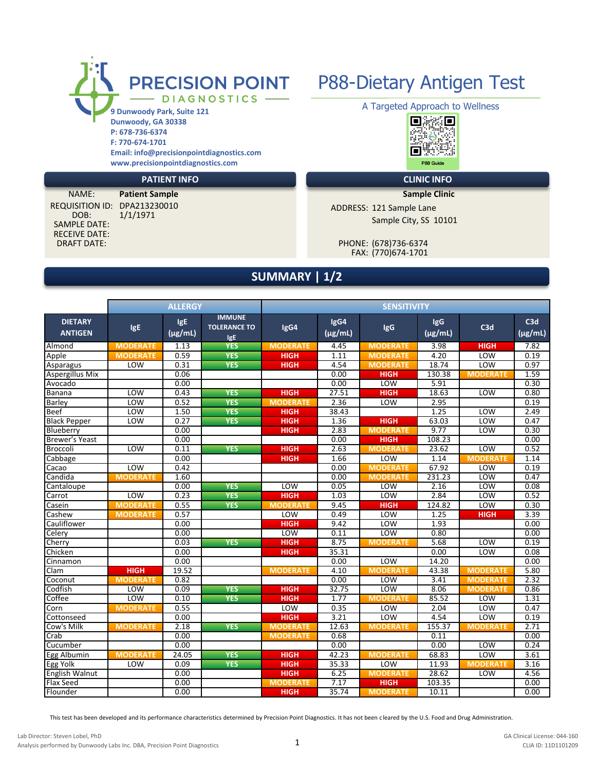**PRECISION POINT DIAGNOSTICS**

9 Dunwoody Park, Suite 121
Dunwoody, GA 30338
P: 678-736-6374
F: 770-674-1701
Email: info@precisionpointdiagnostics.com
www.precisionpointdiagnostics.com

# P88-Dietary Antigen Test

A Targeted Approach to Wellness

P88 Guide

## PATIENT INFO

NAME: **Patient Sample**
REQUISITION ID: DPA213230010
DOB: 1/1/1971
SAMPLE DATE:
RECEIVE DATE:
DRAFT DATE:

## CLINIC INFO

**Sample Clinic**

ADDRESS: 121 Sample Lane
Sample City, SS 10101

PHONE: (678)736-6374
FAX: (770)674-1701

## SUMMARY | 1/2

| | ALLERGY | | | SENSITIVITY | | | | | |
|---|---|---|---|---|---|---|---|---|---|
| DIETARY ANTIGEN | IgE | IgE (µg/mL) | IMMUNE TOLERANCE TO IgE | IgG4 | IgG4 (µg/mL) | IgG | IgG (µg/mL) | C3d | C3d (µg/mL) |
| Almond | MODERATE | 1.13 | YES | MODERATE | 4.45 | MODERATE | 3.98 | HIGH | 7.82 |
| Apple | MODERATE | 0.59 | YES | HIGH | 1.11 | MODERATE | 4.20 | LOW | 0.19 |
| Asparagus | LOW | 0.31 | YES | HIGH | 4.54 | MODERATE | 18.74 | LOW | 0.97 |
| Aspergillus Mix | | 0.06 | | | 0.00 | HIGH | 130.38 | MODERATE | 1.59 |
| Avocado | | 0.00 | | | 0.00 | LOW | 5.91 | | 0.30 |
| Banana | LOW | 0.43 | YES | HIGH | 27.51 | HIGH | 18.63 | LOW | 0.80 |
| Barley | LOW | 0.52 | YES | MODERATE | 2.36 | LOW | 2.95 | | 0.19 |
| Beef | LOW | 1.50 | YES | HIGH | 38.43 | | 1.25 | LOW | 2.49 |
| Black Pepper | LOW | 0.27 | YES | HIGH | 1.36 | HIGH | 63.03 | LOW | 0.47 |
| Blueberry | | 0.00 | | HIGH | 2.83 | MODERATE | 9.77 | LOW | 0.30 |
| Brewer's Yeast | | 0.00 | | | 0.00 | HIGH | 108.23 | | 0.00 |
| Broccoli | LOW | 0.11 | YES | HIGH | 2.63 | MODERATE | 23.62 | LOW | 0.52 |
| Cabbage | | 0.00 | | HIGH | 1.66 | LOW | 1.14 | MODERATE | 1.14 |
| Cacao | LOW | 0.42 | | | 0.00 | MODERATE | 67.92 | LOW | 0.19 |
| Candida | MODERATE | 1.60 | | | 0.00 | MODERATE | 231.23 | LOW | 0.47 |
| Cantaloupe | | 0.00 | YES | LOW | 0.05 | LOW | 2.16 | LOW | 0.08 |
| Carrot | LOW | 0.23 | YES | HIGH | 1.03 | LOW | 2.84 | LOW | 0.52 |
| Casein | MODERATE | 0.55 | YES | MODERATE | 9.45 | HIGH | 124.82 | LOW | 0.30 |
| Cashew | MODERATE | 0.57 | | LOW | 0.49 | LOW | 1.25 | HIGH | 3.39 |
| Cauliflower | | 0.00 | | HIGH | 9.42 | LOW | 1.93 | | 0.00 |
| Celery | | 0.00 | | LOW | 0.11 | LOW | 0.80 | | 0.00 |
| Cherry | | 0.03 | YES | HIGH | 8.75 | MODERATE | 5.68 | LOW | 0.19 |
| Chicken | | 0.00 | | HIGH | 35.31 | | 0.00 | LOW | 0.08 |
| Cinnamon | | 0.00 | | | 0.00 | LOW | 14.20 | | 0.00 |
| Clam | HIGH | 19.52 | | MODERATE | 4.10 | MODERATE | 43.38 | MODERATE | 5.80 |
| Coconut | MODERATE | 0.82 | | | 0.00 | LOW | 3.41 | MODERATE | 2.32 |
| Codfish | LOW | 0.09 | YES | HIGH | 32.75 | LOW | 8.06 | MODERATE | 0.86 |
| Coffee | LOW | 0.10 | YES | HIGH | 1.77 | MODERATE | 85.52 | LOW | 1.31 |
| Corn | MODERATE | 0.55 | | LOW | 0.35 | LOW | 2.04 | LOW | 0.47 |
| Cottonseed | | 0.00 | | HIGH | 3.21 | LOW | 4.54 | LOW | 0.19 |
| Cow's Milk | MODERATE | 2.18 | YES | MODERATE | 12.63 | MODERATE | 155.37 | MODERATE | 2.71 |
| Crab | | 0.00 | | MODERATE | 0.68 | | 0.11 | | 0.00 |
| Cucumber | | 0.00 | | | 0.00 | | 0.00 | LOW | 0.24 |
| Egg Albumin | MODERATE | 24.05 | YES | HIGH | 42.23 | MODERATE | 68.83 | LOW | 3.61 |
| Egg Yolk | LOW | 0.09 | YES | HIGH | 35.33 | LOW | 11.93 | MODERATE | 3.16 |
| English Walnut | | 0.00 | | HIGH | 6.25 | MODERATE | 28.62 | LOW | 4.56 |
| Flax Seed | | 0.00 | | MODERATE | 7.17 | HIGH | 103.35 | | 0.00 |
| Flounder | | 0.00 | | HIGH | 35.74 | MODERATE | 10.11 | | 0.00 |

This test has been developed and its performance characteristics determined by Precision Point Diagnostics. It has not been cleared by the U.S. Food and Drug Administration.

Lab Director: Steven Lobel, PhD
Analysis performed by Dunwoody Labs Inc. DBA, Precision Point Diagnostics

GA Clinical License: 044-160
CLIA ID: 11D1101209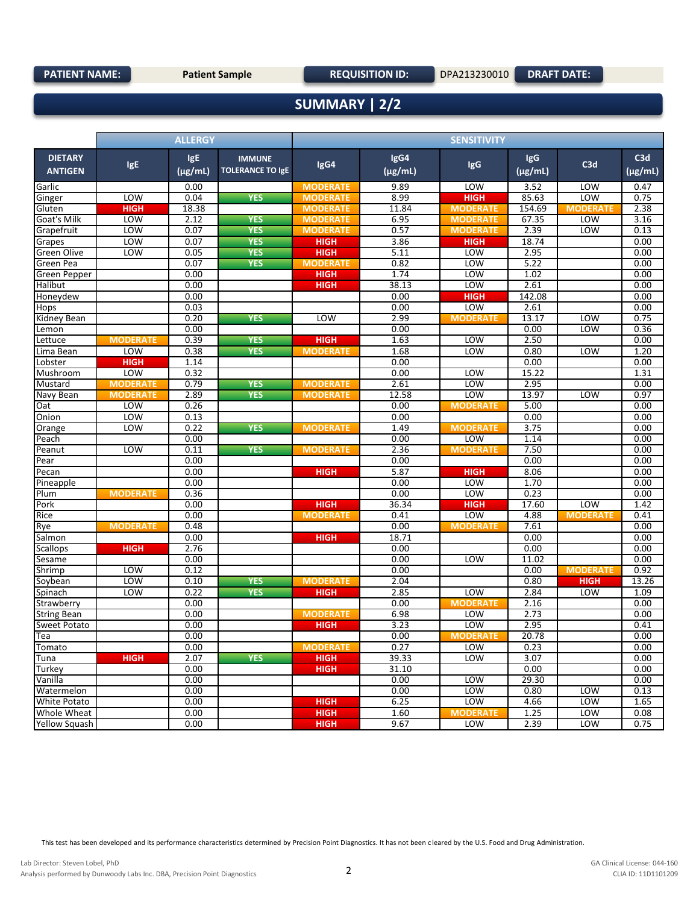| PATIENT NAME: | Patient Sample | REQUISITION ID: | DPA213230010 | DRAFT DATE: |
|---|---|---|---|---|

## SUMMARY | 2/2

| | ALLERGY | | | SENSITIVITY | | | | | |
|---|---|---|---|---|---|---|---|---|---|
| DIETARY ANTIGEN | IgE | IgE (µg/mL) | IMMUNE TOLERANCE TO IgE | IgG4 | IgG4 (µg/mL) | IgG | IgG (µg/mL) | C3d | C3d (µg/mL) |
| Garlic | | 0.00 | | MODERATE | 9.89 | LOW | 3.52 | LOW | 0.47 |
| Ginger | LOW | 0.04 | YES | MODERATE | 8.99 | HIGH | 85.63 | LOW | 0.75 |
| Gluten | HIGH | 18.38 | | MODERATE | 11.84 | MODERATE | 154.69 | MODERATE | 2.38 |
| Goat's Milk | LOW | 2.12 | YES | MODERATE | 6.95 | MODERATE | 67.35 | LOW | 3.16 |
| Grapefruit | LOW | 0.07 | YES | MODERATE | 0.57 | MODERATE | 2.39 | LOW | 0.13 |
| Grapes | LOW | 0.07 | YES | HIGH | 3.86 | HIGH | 18.74 | | 0.00 |
| Green Olive | LOW | 0.05 | YES | HIGH | 5.11 | LOW | 2.95 | | 0.00 |
| Green Pea | | 0.07 | YES | MODERATE | 0.82 | LOW | 5.22 | | 0.00 |
| Green Pepper | | 0.00 | | HIGH | 1.74 | LOW | 1.02 | | 0.00 |
| Halibut | | 0.00 | | HIGH | 38.13 | LOW | 2.61 | | 0.00 |
| Honeydew | | 0.00 | | | 0.00 | HIGH | 142.08 | | 0.00 |
| Hops | | 0.03 | | | 0.00 | LOW | 2.61 | | 0.00 |
| Kidney Bean | | 0.20 | YES | LOW | 2.99 | MODERATE | 13.17 | LOW | 0.75 |
| Lemon | | 0.00 | | | 0.00 | | 0.00 | LOW | 0.36 |
| Lettuce | MODERATE | 0.39 | YES | HIGH | 1.63 | LOW | 2.50 | | 0.00 |
| Lima Bean | LOW | 0.38 | YES | MODERATE | 1.68 | LOW | 0.80 | LOW | 1.20 |
| Lobster | HIGH | 1.14 | | | 0.00 | | 0.00 | | 0.00 |
| Mushroom | LOW | 0.32 | | | 0.00 | LOW | 15.22 | | 1.31 |
| Mustard | MODERATE | 0.79 | YES | MODERATE | 2.61 | LOW | 2.95 | | 0.00 |
| Navy Bean | MODERATE | 2.89 | YES | MODERATE | 12.58 | LOW | 13.97 | LOW | 0.97 |
| Oat | LOW | 0.26 | | | 0.00 | MODERATE | 5.00 | | 0.00 |
| Onion | LOW | 0.13 | | | 0.00 | | 0.00 | | 0.00 |
| Orange | LOW | 0.22 | YES | MODERATE | 1.49 | MODERATE | 3.75 | | 0.00 |
| Peach | | 0.00 | | | 0.00 | LOW | 1.14 | | 0.00 |
| Peanut | LOW | 0.11 | YES | MODERATE | 2.36 | MODERATE | 7.50 | | 0.00 |
| Pear | | 0.00 | | | 0.00 | | 0.00 | | 0.00 |
| Pecan | | 0.00 | | HIGH | 5.87 | HIGH | 8.06 | | 0.00 |
| Pineapple | | 0.00 | | | 0.00 | LOW | 1.70 | | 0.00 |
| Plum | MODERATE | 0.36 | | | 0.00 | LOW | 0.23 | | 0.00 |
| Pork | | 0.00 | | HIGH | 36.34 | HIGH | 17.60 | LOW | 1.42 |
| Rice | | 0.00 | | MODERATE | 0.41 | LOW | 4.88 | MODERATE | 0.41 |
| Rye | MODERATE | 0.48 | | | 0.00 | MODERATE | 7.61 | | 0.00 |
| Salmon | | 0.00 | | HIGH | 18.71 | | 0.00 | | 0.00 |
| Scallops | HIGH | 2.76 | | | 0.00 | | 0.00 | | 0.00 |
| Sesame | | 0.00 | | | 0.00 | LOW | 11.02 | | 0.00 |
| Shrimp | LOW | 0.12 | | | 0.00 | | 0.00 | MODERATE | 0.92 |
| Soybean | LOW | 0.10 | YES | MODERATE | 2.04 | | 0.80 | HIGH | 13.26 |
| Spinach | LOW | 0.22 | YES | HIGH | 2.85 | LOW | 2.84 | LOW | 1.09 |
| Strawberry | | 0.00 | | | 0.00 | MODERATE | 2.16 | | 0.00 |
| String Bean | | 0.00 | | MODERATE | 6.98 | LOW | 2.73 | | 0.00 |
| Sweet Potato | | 0.00 | | HIGH | 3.23 | LOW | 2.95 | | 0.41 |
| Tea | | 0.00 | | | 0.00 | MODERATE | 20.78 | | 0.00 |
| Tomato | | 0.00 | | MODERATE | 0.27 | LOW | 0.23 | | 0.00 |
| Tuna | HIGH | 2.07 | YES | HIGH | 39.33 | LOW | 3.07 | | 0.00 |
| Turkey | | 0.00 | | HIGH | 31.10 | | 0.00 | | 0.00 |
| Vanilla | | 0.00 | | | 0.00 | LOW | 29.30 | | 0.00 |
| Watermelon | | 0.00 | | | 0.00 | LOW | 0.80 | LOW | 0.13 |
| White Potato | | 0.00 | | HIGH | 6.25 | LOW | 4.66 | LOW | 1.65 |
| Whole Wheat | | 0.00 | | HIGH | 1.60 | MODERATE | 1.25 | LOW | 0.08 |
| Yellow Squash | | 0.00 | | HIGH | 9.67 | LOW | 2.39 | LOW | 0.75 |

This test has been developed and its performance characteristics determined by Precision Point Diagnostics. It has not been cleared by the U.S. Food and Drug Administration.

Lab Director: Steven Lobel, PhD
Analysis performed by Dunwoody Labs Inc. DBA, Precision Point Diagnostics

GA Clinical License: 044-160
CLIA ID: 11D1101209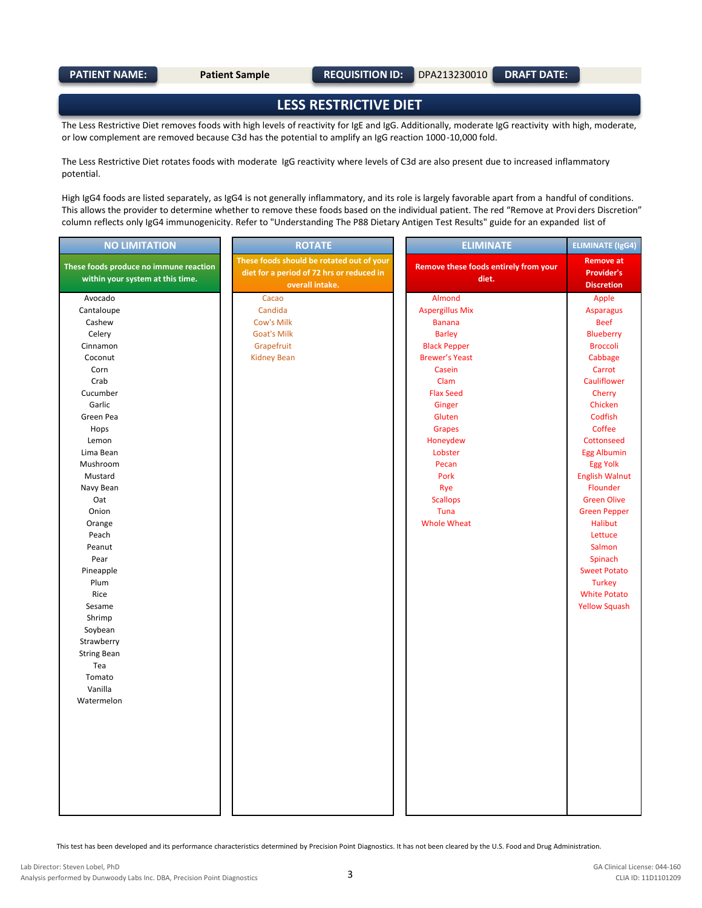**PATIENT NAME:** Patient Sample **REQUISITION ID:** DPA213230010 **DRAFT DATE:**

# LESS RESTRICTIVE DIET

The Less Restrictive Diet removes foods with high levels of reactivity for IgE and IgG. Additionally, moderate IgG reactivity with high, moderate, or low complement are removed because C3d has the potential to amplify an IgG reaction 1000-10,000 fold.

The Less Restrictive Diet rotates foods with moderate IgG reactivity where levels of C3d are also present due to increased inflammatory potential.

High IgG4 foods are listed separately, as IgG4 is not generally inflammatory, and its role is largely favorable apart from a handful of conditions. This allows the provider to determine whether to remove these foods based on the individual patient. The red "Remove at Providers Discretion" column reflects only IgG4 immunogenicity. Refer to "Understanding The P88 Dietary Antigen Test Results" guide for an expanded list of

| NO LIMITATION | ROTATE | ELIMINATE | ELIMINATE (IgG4) |
|---|---|---|---|
| These foods produce no immune reaction within your system at this time. | These foods should be rotated out of your diet for a period of 72 hrs or reduced in overall intake. | Remove these foods entirely from your diet. | Remove at Provider's Discretion |
| Avocado | Cacao | Almond | Apple |
| Cantaloupe | Candida | Aspergillus Mix | Asparagus |
| Cashew | Cow's Milk | Banana | Beef |
| Celery | Goat's Milk | Barley | Blueberry |
| Cinnamon | Grapefruit | Black Pepper | Broccoli |
| Coconut | Kidney Bean | Brewer's Yeast | Cabbage |
| Corn | | Casein | Carrot |
| Crab | | Clam | Cauliflower |
| Cucumber | | Flax Seed | Cherry |
| Garlic | | Ginger | Chicken |
| Green Pea | | Gluten | Codfish |
| Hops | | Grapes | Coffee |
| Lemon | | Honeydew | Cottonseed |
| Lima Bean | | Lobster | Egg Albumin |
| Mushroom | | Pecan | Egg Yolk |
| Mustard | | Pork | English Walnut |
| Navy Bean | | Rye | Flounder |
| Oat | | Scallops | Green Olive |
| Onion | | Tuna | Green Pepper |
| Orange | | Whole Wheat | Halibut |
| Peach | | | Lettuce |
| Peanut | | | Salmon |
| Pear | | | Spinach |
| Pineapple | | | Sweet Potato |
| Plum | | | Turkey |
| Rice | | | White Potato |
| Sesame | | | Yellow Squash |
| Shrimp | | | |
| Soybean | | | |
| Strawberry | | | |
| String Bean | | | |
| Tea | | | |
| Tomato | | | |
| Vanilla | | | |
| Watermelon | | | |

This test has been developed and its performance characteristics determined by Precision Point Diagnostics. It has not been cleared by the U.S. Food and Drug Administration.

Lab Director: Steven Lobel, PhD
Analysis performed by Dunwoody Labs Inc. DBA, Precision Point Diagnostics

GA Clinical License: 044-160
CLIA ID: 11D1101209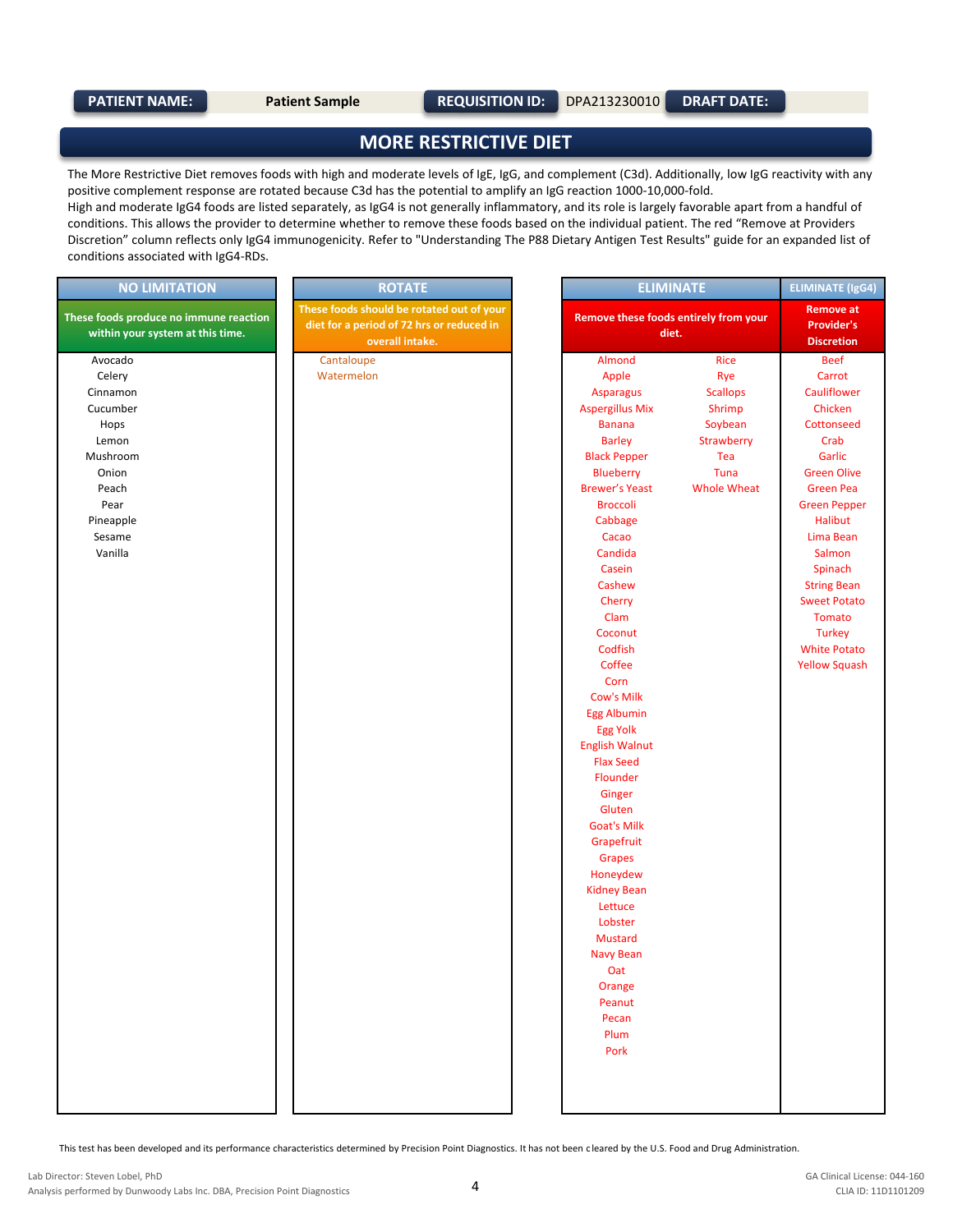| PATIENT NAME: | Patient Sample | REQUISITION ID: | DPA213230010 | DRAFT DATE: | |
|---|---|---|---|---|---|

# MORE RESTRICTIVE DIET

The More Restrictive Diet removes foods with high and moderate levels of IgE, IgG, and complement (C3d). Additionally, low IgG reactivity with any positive complement response are rotated because C3d has the potential to amplify an IgG reaction 1000-10,000-fold.
High and moderate IgG4 foods are listed separately, as IgG4 is not generally inflammatory, and its role is largely favorable apart from a handful of conditions. This allows the provider to determine whether to remove these foods based on the individual patient. The red "Remove at Providers Discretion" column reflects only IgG4 immunogenicity. Refer to "Understanding The P88 Dietary Antigen Test Results" guide for an expanded list of conditions associated with IgG4-RDs.

| NO LIMITATION | ROTATE | ELIMINATE | | ELIMINATE (IgG4) |
|---|---|---|---|---|
| **These foods produce no immune reaction within your system at this time.** | **These foods should be rotated out of your diet for a period of 72 hrs or reduced in overall intake.** | **Remove these foods entirely from your diet.** | | **Remove at Provider's Discretion** |
| Avocado | Cantaloupe | Almond | Rice | Beef |
| Celery | Watermelon | Apple | Rye | Carrot |
| Cinnamon | | Asparagus | Scallops | Cauliflower |
| Cucumber | | Aspergillus Mix | Shrimp | Chicken |
| Hops | | Banana | Soybean | Cottonseed |
| Lemon | | Barley | Strawberry | Crab |
| Mushroom | | Black Pepper | Tea | Garlic |
| Onion | | Blueberry | Tuna | Green Olive |
| Peach | | Brewer's Yeast | Whole Wheat | Green Pea |
| Pear | | Broccoli | | Green Pepper |
| Pineapple | | Cabbage | | Halibut |
| Sesame | | Cacao | | Lima Bean |
| Vanilla | | Candida | | Salmon |
| | | Casein | | Spinach |
| | | Cashew | | String Bean |
| | | Cherry | | Sweet Potato |
| | | Clam | | Tomato |
| | | Coconut | | Turkey |
| | | Codfish | | White Potato |
| | | Coffee | | Yellow Squash |
| | | Corn | | |
| | | Cow's Milk | | |
| | | Egg Albumin | | |
| | | Egg Yolk | | |
| | | English Walnut | | |
| | | Flax Seed | | |
| | | Flounder | | |
| | | Ginger | | |
| | | Gluten | | |
| | | Goat's Milk | | |
| | | Grapefruit | | |
| | | Grapes | | |
| | | Honeydew | | |
| | | Kidney Bean | | |
| | | Lettuce | | |
| | | Lobster | | |
| | | Mustard | | |
| | | Navy Bean | | |
| | | Oat | | |
| | | Orange | | |
| | | Peanut | | |
| | | Pecan | | |
| | | Plum | | |
| | | Pork | | |

This test has been developed and its performance characteristics determined by Precision Point Diagnostics. It has not been cleared by the U.S. Food and Drug Administration.

Lab Director: Steven Lobel, PhD
Analysis performed by Dunwoody Labs Inc. DBA, Precision Point Diagnostics

GA Clinical License: 044-160
CLIA ID: 11D1101209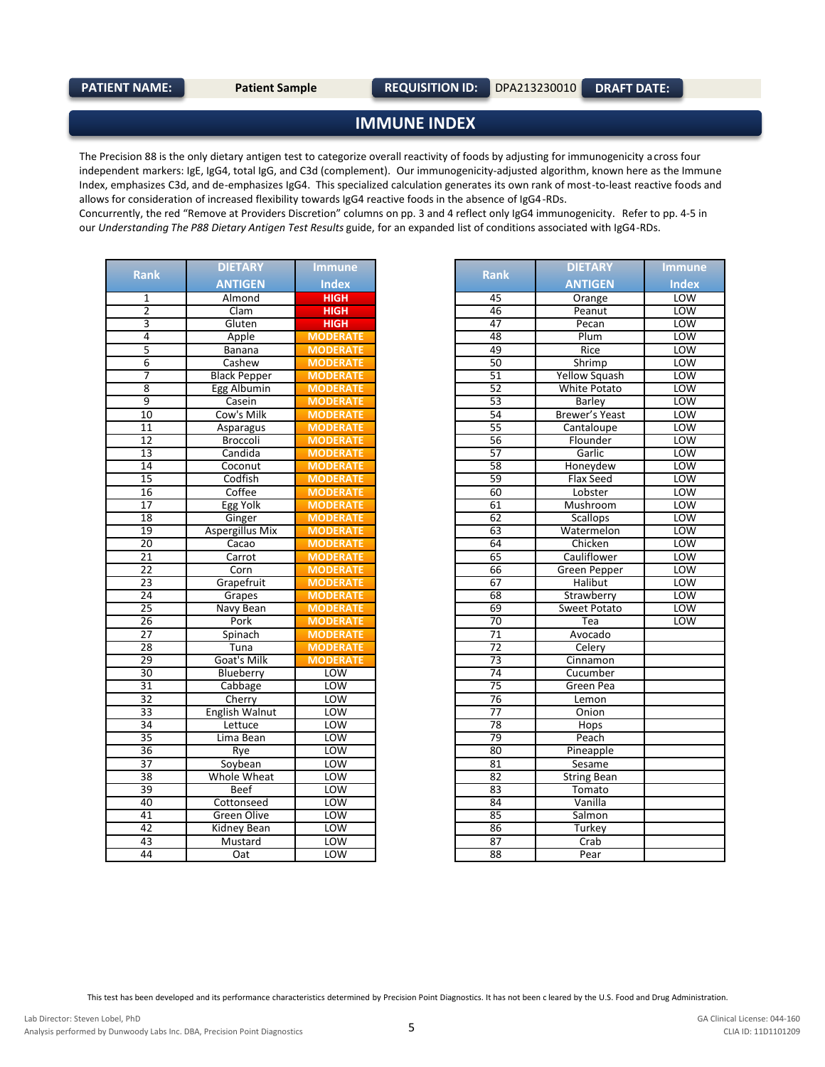| PATIENT NAME: | Patient Sample | REQUISITION ID: | DPA213230010 | DRAFT DATE: | |
|---|---|---|---|---|---|

## IMMUNE INDEX

The Precision 88 is the only dietary antigen test to categorize overall reactivity of foods by adjusting for immunogenicity across four independent markers: IgE, IgG4, total IgG, and C3d (complement). Our immunogenicity-adjusted algorithm, known here as the Immune Index, emphasizes C3d, and de-emphasizes IgG4. This specialized calculation generates its own rank of most-to-least reactive foods and allows for consideration of increased flexibility towards IgG4 reactive foods in the absence of IgG4-RDs.
Concurrently, the red "Remove at Providers Discretion" columns on pp. 3 and 4 reflect only IgG4 immunogenicity. Refer to pp. 4-5 in our *Understanding The P88 Dietary Antigen Test Results* guide, for an expanded list of conditions associated with IgG4-RDs.

| Rank | DIETARY ANTIGEN | Immune Index |
|---|---|---|
| 1 | Almond | HIGH |
| 2 | Clam | HIGH |
| 3 | Gluten | HIGH |
| 4 | Apple | MODERATE |
| 5 | Banana | MODERATE |
| 6 | Cashew | MODERATE |
| 7 | Black Pepper | MODERATE |
| 8 | Egg Albumin | MODERATE |
| 9 | Casein | MODERATE |
| 10 | Cow's Milk | MODERATE |
| 11 | Asparagus | MODERATE |
| 12 | Broccoli | MODERATE |
| 13 | Candida | MODERATE |
| 14 | Coconut | MODERATE |
| 15 | Codfish | MODERATE |
| 16 | Coffee | MODERATE |
| 17 | Egg Yolk | MODERATE |
| 18 | Ginger | MODERATE |
| 19 | Aspergillus Mix | MODERATE |
| 20 | Cacao | MODERATE |
| 21 | Carrot | MODERATE |
| 22 | Corn | MODERATE |
| 23 | Grapefruit | MODERATE |
| 24 | Grapes | MODERATE |
| 25 | Navy Bean | MODERATE |
| 26 | Pork | MODERATE |
| 27 | Spinach | MODERATE |
| 28 | Tuna | MODERATE |
| 29 | Goat's Milk | MODERATE |
| 30 | Blueberry | LOW |
| 31 | Cabbage | LOW |
| 32 | Cherry | LOW |
| 33 | English Walnut | LOW |
| 34 | Lettuce | LOW |
| 35 | Lima Bean | LOW |
| 36 | Rye | LOW |
| 37 | Soybean | LOW |
| 38 | Whole Wheat | LOW |
| 39 | Beef | LOW |
| 40 | Cottonseed | LOW |
| 41 | Green Olive | LOW |
| 42 | Kidney Bean | LOW |
| 43 | Mustard | LOW |
| 44 | Oat | LOW |
| 45 | Orange | LOW |
| 46 | Peanut | LOW |
| 47 | Pecan | LOW |
| 48 | Plum | LOW |
| 49 | Rice | LOW |
| 50 | Shrimp | LOW |
| 51 | Yellow Squash | LOW |
| 52 | White Potato | LOW |
| 53 | Barley | LOW |
| 54 | Brewer's Yeast | LOW |
| 55 | Cantaloupe | LOW |
| 56 | Flounder | LOW |
| 57 | Garlic | LOW |
| 58 | Honeydew | LOW |
| 59 | Flax Seed | LOW |
| 60 | Lobster | LOW |
| 61 | Mushroom | LOW |
| 62 | Scallops | LOW |
| 63 | Watermelon | LOW |
| 64 | Chicken | LOW |
| 65 | Cauliflower | LOW |
| 66 | Green Pepper | LOW |
| 67 | Halibut | LOW |
| 68 | Strawberry | LOW |
| 69 | Sweet Potato | LOW |
| 70 | Tea | LOW |
| 71 | Avocado | |
| 72 | Celery | |
| 73 | Cinnamon | |
| 74 | Cucumber | |
| 75 | Green Pea | |
| 76 | Lemon | |
| 77 | Onion | |
| 78 | Hops | |
| 79 | Peach | |
| 80 | Pineapple | |
| 81 | Sesame | |
| 82 | String Bean | |
| 83 | Tomato | |
| 84 | Vanilla | |
| 85 | Salmon | |
| 86 | Turkey | |
| 87 | Crab | |
| 88 | Pear | |

This test has been developed and its performance characteristics determined by Precision Point Diagnostics. It has not been cleared by the U.S. Food and Drug Administration.

Lab Director: Steven Lobel, PhD
Analysis performed by Dunwoody Labs Inc. DBA, Precision Point Diagnostics

GA Clinical License: 044-160
CLIA ID: 11D1101209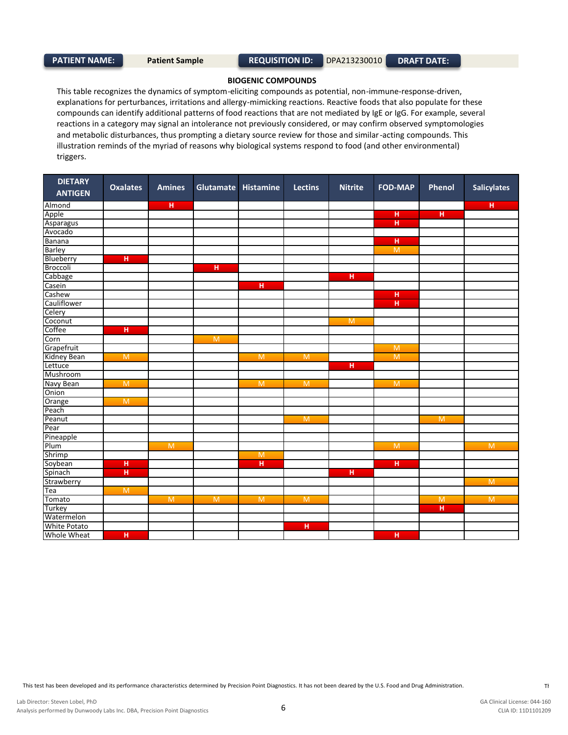| PATIENT NAME: | Patient Sample | REQUISITION ID: | DPA213230010 | DRAFT DATE: | |
|---|---|---|---|---|---|

**BIOGENIC COMPOUNDS**

This table recognizes the dynamics of symptom-eliciting compounds as potential, non-immune-response-driven, explanations for perturbances, irritations and allergy-mimicking reactions. Reactive foods that also populate for these compounds can identify additional patterns of food reactions that are not mediated by IgE or IgG. For example, several reactions in a category may signal an intolerance not previously considered, or may confirm observed symptomologies and metabolic disturbances, thus prompting a dietary source review for those and similar-acting compounds. This illustration reminds of the myriad of reasons why biological systems respond to food (and other environmental) triggers.

| DIETARY ANTIGEN | Oxalates | Amines | Glutamate | Histamine | Lectins | Nitrite | FOD-MAP | Phenol | Salicylates |
|---|---|---|---|---|---|---|---|---|---|
| Almond | | H | | | | | | | H |
| Apple | | | | | | | H | H | |
| Asparagus | | | | | | | H | | |
| Avocado | | | | | | | | | |
| Banana | | | | | | | H | | |
| Barley | | | | | | | M | | |
| Blueberry | H | | | | | | | | |
| Broccoli | | | H | | | | | | |
| Cabbage | | | | | | H | | | |
| Casein | | | | H | | | | | |
| Cashew | | | | | | | H | | |
| Cauliflower | | | | | | | H | | |
| Celery | | | | | | | | | |
| Coconut | | | | | | M | | | |
| Coffee | H | | | | | | | | |
| Corn | | | M | | | | | | |
| Grapefruit | | | | | | | M | | |
| Kidney Bean | M | | | M | M | | M | | |
| Lettuce | | | | | | H | | | |
| Mushroom | | | | | | | | | |
| Navy Bean | M | | | M | M | | M | | |
| Onion | | | | | | | | | |
| Orange | M | | | | | | | | |
| Peach | | | | | | | | | |
| Peanut | | | | | M | | | M | |
| Pear | | | | | | | | | |
| Pineapple | | | | | | | | | |
| Plum | | M | | | | | M | | M |
| Shrimp | | | | M | | | | | |
| Soybean | H | | | H | | | H | | |
| Spinach | H | | | | | H | | | |
| Strawberry | | | | | | | | | M |
| Tea | M | | | | | | | | |
| Tomato | | M | M | M | M | | | M | M |
| Turkey | | | | | | | | H | |
| Watermelon | | | | | | | | | |
| White Potato | | | | | H | | | | |
| Whole Wheat | H | | | | | | H | | |

This test has been developed and its performance characteristics determined by Precision Point Diagnostics. It has not been cleared by the U.S. Food and Drug Administration.

Lab Director: Steven Lobel, PhD
Analysis performed by Dunwoody Labs Inc. DBA, Precision Point Diagnostics

GA Clinical License: 044-160
CLIA ID: 11D1101209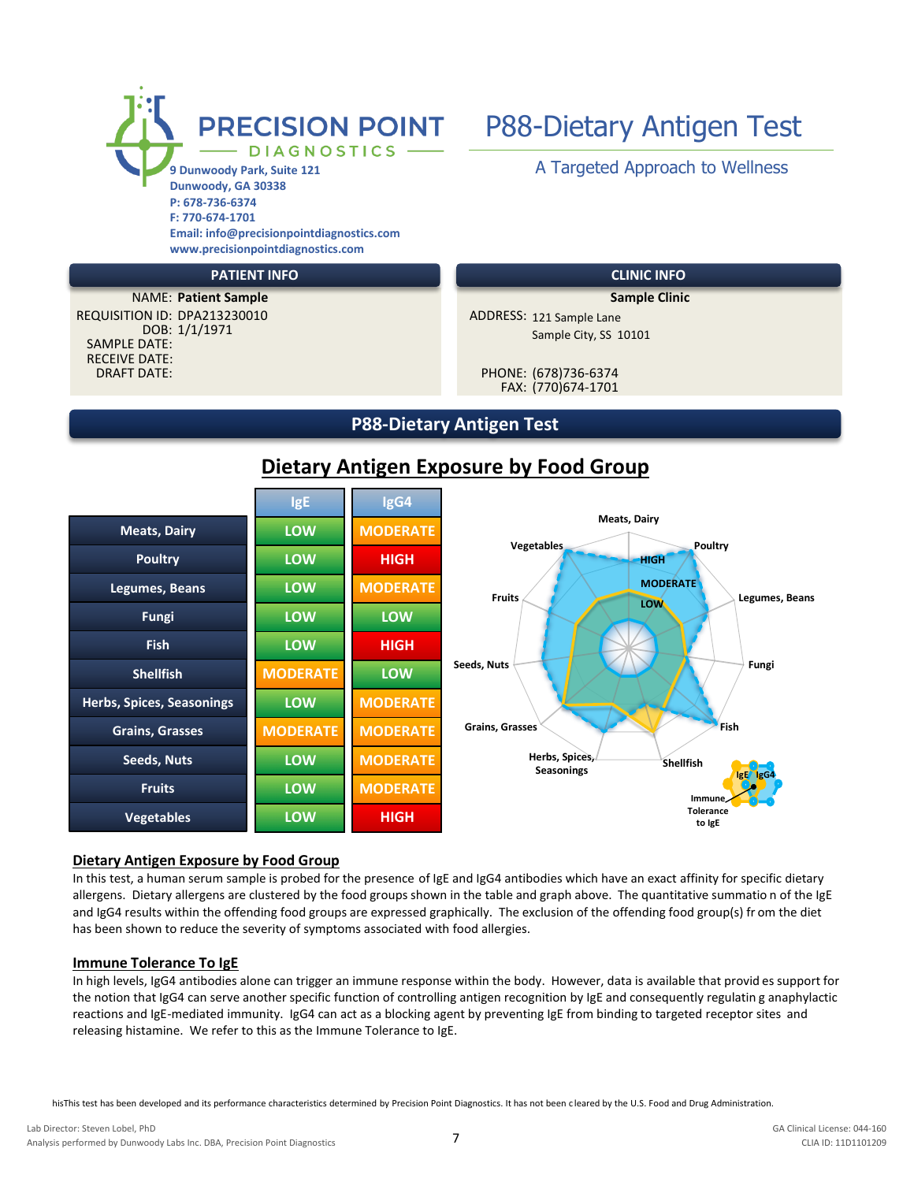**PRECISION POINT DIAGNOSTICS**

9 Dunwoody Park, Suite 121
Dunwoody, GA 30338
P: 678-736-6374
F: 770-674-1701
Email: info@precisionpointdiagnostics.com
www.precisionpointdiagnostics.com

# P88-Dietary Antigen Test

A Targeted Approach to Wellness

| PATIENT INFO | |
|---|---|
| NAME: | **Patient Sample** |
| REQUISITION ID: | DPA213230010 |
| DOB: | 1/1/1971 |
| SAMPLE DATE: | |
| RECEIVE DATE: | |
| DRAFT DATE: | |

| CLINIC INFO | |
|---|---|
| | **Sample Clinic** |
| ADDRESS: | 121 Sample Lane<br>Sample City, SS 10101 |
| PHONE: | (678)736-6374 |
| FAX: | (770)674-1701 |

## P88-Dietary Antigen Test

## Dietary Antigen Exposure by Food Group

| | IgE | IgG4 |
|---|---|---|
| Meats, Dairy | LOW | MODERATE |
| Poultry | LOW | HIGH |
| Legumes, Beans | LOW | MODERATE |
| Fungi | LOW | LOW |
| Fish | LOW | HIGH |
| Shellfish | MODERATE | LOW |
| Herbs, Spices, Seasonings | LOW | MODERATE |
| Grains, Grasses | MODERATE | MODERATE |
| Seeds, Nuts | LOW | MODERATE |
| Fruits | LOW | MODERATE |
| Vegetables | LOW | HIGH |

### Dietary Antigen Exposure by Food Group

In this test, a human serum sample is probed for the presence of IgE and IgG4 antibodies which have an exact affinity for specific dietary allergens. Dietary allergens are clustered by the food groups shown in the table and graph above. The quantitative summation of the IgE and IgG4 results within the offending food groups are expressed graphically. The exclusion of the offending food group(s) from the diet has been shown to reduce the severity of symptoms associated with food allergies.

### Immune Tolerance To IgE

In high levels, IgG4 antibodies alone can trigger an immune response within the body. However, data is available that provides support for the notion that IgG4 can serve another specific function of controlling antigen recognition by IgE and consequently regulating anaphylactic reactions and IgE-mediated immunity. IgG4 can act as a blocking agent by preventing IgE from binding to targeted receptor sites and releasing histamine. We refer to this as the Immune Tolerance to IgE.

hisThis test has been developed and its performance characteristics determined by Precision Point Diagnostics. It has not been cleared by the U.S. Food and Drug Administration.

Lab Director: Steven Lobel, PhD
Analysis performed by Dunwoody Labs Inc. DBA, Precision Point Diagnostics

GA Clinical License: 044-160
CLIA ID: 11D1101209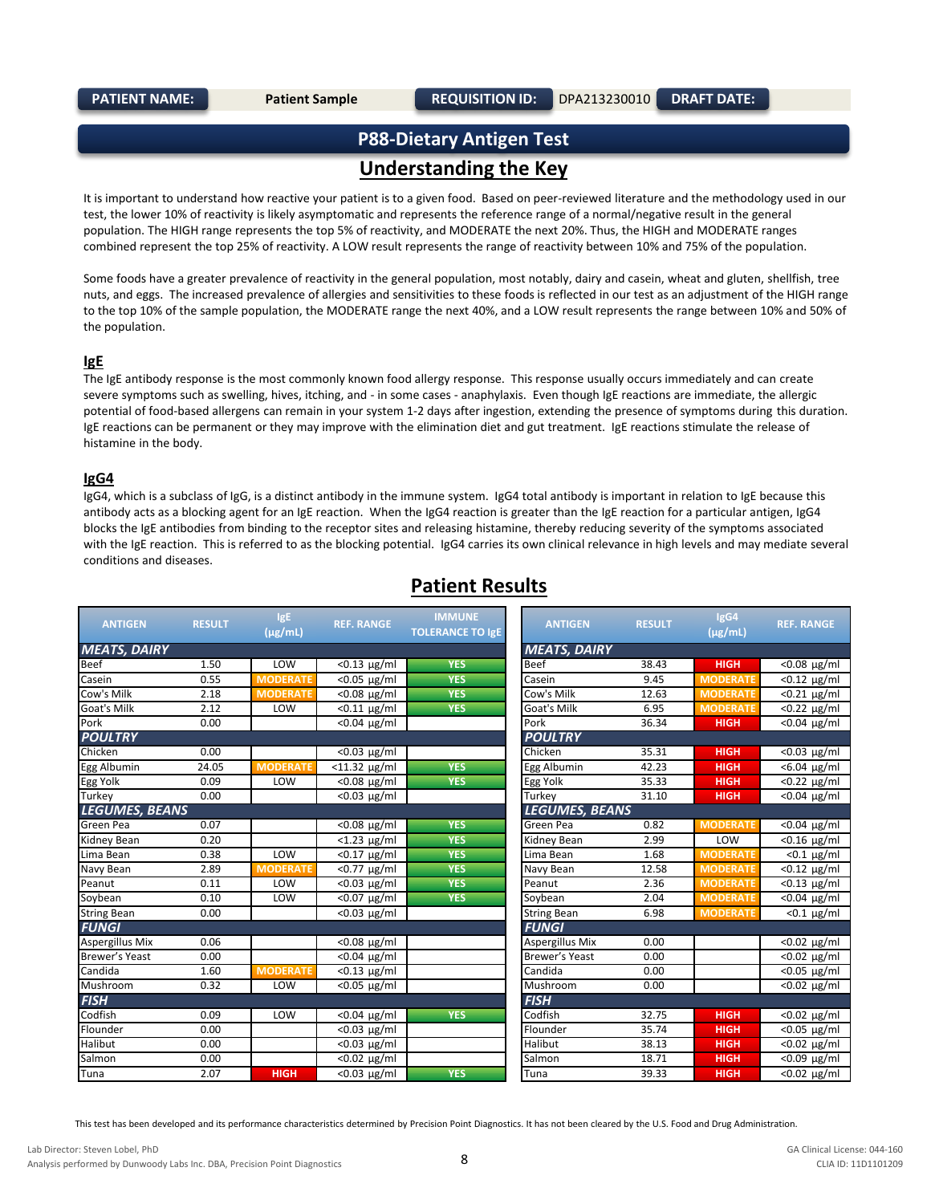| PATIENT NAME: | Patient Sample | REQUISITION ID: | DPA213230010 | DRAFT DATE: | |
|---|---|---|---|---|---|

# P88-Dietary Antigen Test

## Understanding the Key

It is important to understand how reactive your patient is to a given food. Based on peer-reviewed literature and the methodology used in our test, the lower 10% of reactivity is likely asymptomatic and represents the reference range of a normal/negative result in the general population. The HIGH range represents the top 5% of reactivity, and MODERATE the next 20%. Thus, the HIGH and MODERATE ranges combined represent the top 25% of reactivity. A LOW result represents the range of reactivity between 10% and 75% of the population.

Some foods have a greater prevalence of reactivity in the general population, most notably, dairy and casein, wheat and gluten, shellfish, tree nuts, and eggs. The increased prevalence of allergies and sensitivities to these foods is reflected in our test as an adjustment of the HIGH range to the top 10% of the sample population, the MODERATE range the next 40%, and a LOW result represents the range between 10% and 50% of the population.

### IgE

The IgE antibody response is the most commonly known food allergy response. This response usually occurs immediately and can create severe symptoms such as swelling, hives, itching, and - in some cases - anaphylaxis. Even though IgE reactions are immediate, the allergic potential of food-based allergens can remain in your system 1-2 days after ingestion, extending the presence of symptoms during this duration. IgE reactions can be permanent or they may improve with the elimination diet and gut treatment. IgE reactions stimulate the release of histamine in the body.

### IgG4

IgG4, which is a subclass of IgG, is a distinct antibody in the immune system. IgG4 total antibody is important in relation to IgE because this antibody acts as a blocking agent for an IgE reaction. When the IgG4 reaction is greater than the IgE reaction for a particular antigen, IgG4 blocks the IgE antibodies from binding to the receptor sites and releasing histamine, thereby reducing severity of the symptoms associated with the IgE reaction. This is referred to as the blocking potential. IgG4 carries its own clinical relevance in high levels and may mediate several conditions and diseases.

## Patient Results

| ANTIGEN | RESULT | IgE (µg/mL) | REF. RANGE | IMMUNE TOLERANCE TO IgE |
|---|---|---|---|---|
| ***MEATS, DAIRY*** | | | | |
| Beef | 1.50 | LOW | <0.13 µg/ml | YES |
| Casein | 0.55 | MODERATE | <0.05 µg/ml | YES |
| Cow's Milk | 2.18 | MODERATE | <0.08 µg/ml | YES |
| Goat's Milk | 2.12 | LOW | <0.11 µg/ml | YES |
| Pork | 0.00 | | <0.04 µg/ml | |
| ***POULTRY*** | | | | |
| Chicken | 0.00 | | <0.03 µg/ml | |
| Egg Albumin | 24.05 | MODERATE | <11.32 µg/ml | YES |
| Egg Yolk | 0.09 | LOW | <0.08 µg/ml | YES |
| Turkey | 0.00 | | <0.03 µg/ml | |
| ***LEGUMES, BEANS*** | | | | |
| Green Pea | 0.07 | | <0.08 µg/ml | YES |
| Kidney Bean | 0.20 | | <1.23 µg/ml | YES |
| Lima Bean | 0.38 | LOW | <0.17 µg/ml | YES |
| Navy Bean | 2.89 | MODERATE | <0.77 µg/ml | YES |
| Peanut | 0.11 | LOW | <0.03 µg/ml | YES |
| Soybean | 0.10 | LOW | <0.07 µg/ml | YES |
| String Bean | 0.00 | | <0.03 µg/ml | |
| ***FUNGI*** | | | | |
| Aspergillus Mix | 0.06 | | <0.08 µg/ml | |
| Brewer's Yeast | 0.00 | | <0.04 µg/ml | |
| Candida | 1.60 | MODERATE | <0.13 µg/ml | |
| Mushroom | 0.32 | LOW | <0.05 µg/ml | |
| ***FISH*** | | | | |
| Codfish | 0.09 | LOW | <0.04 µg/ml | YES |
| Flounder | 0.00 | | <0.03 µg/ml | |
| Halibut | 0.00 | | <0.03 µg/ml | |
| Salmon | 0.00 | | <0.02 µg/ml | |
| Tuna | 2.07 | HIGH | <0.03 µg/ml | YES |

| ANTIGEN | RESULT | IgG4 (µg/mL) | REF. RANGE |
|---|---|---|---|
| ***MEATS, DAIRY*** | | | |
| Beef | 38.43 | HIGH | <0.08 µg/ml |
| Casein | 9.45 | MODERATE | <0.12 µg/ml |
| Cow's Milk | 12.63 | MODERATE | <0.21 µg/ml |
| Goat's Milk | 6.95 | MODERATE | <0.22 µg/ml |
| Pork | 36.34 | HIGH | <0.04 µg/ml |
| ***POULTRY*** | | | |
| Chicken | 35.31 | HIGH | <0.03 µg/ml |
| Egg Albumin | 42.23 | HIGH | <6.04 µg/ml |
| Egg Yolk | 35.33 | HIGH | <0.22 µg/ml |
| Turkey | 31.10 | HIGH | <0.04 µg/ml |
| ***LEGUMES, BEANS*** | | | |
| Green Pea | 0.82 | MODERATE | <0.04 µg/ml |
| Kidney Bean | 2.99 | LOW | <0.16 µg/ml |
| Lima Bean | 1.68 | MODERATE | <0.1 µg/ml |
| Navy Bean | 12.58 | MODERATE | <0.12 µg/ml |
| Peanut | 2.36 | MODERATE | <0.13 µg/ml |
| Soybean | 2.04 | MODERATE | <0.04 µg/ml |
| String Bean | 6.98 | MODERATE | <0.1 µg/ml |
| ***FUNGI*** | | | |
| Aspergillus Mix | 0.00 | | <0.02 µg/ml |
| Brewer's Yeast | 0.00 | | <0.02 µg/ml |
| Candida | 0.00 | | <0.05 µg/ml |
| Mushroom | 0.00 | | <0.02 µg/ml |
| ***FISH*** | | | |
| Codfish | 32.75 | HIGH | <0.02 µg/ml |
| Flounder | 35.74 | HIGH | <0.05 µg/ml |
| Halibut | 38.13 | HIGH | <0.02 µg/ml |
| Salmon | 18.71 | HIGH | <0.09 µg/ml |
| Tuna | 39.33 | HIGH | <0.02 µg/ml |

This test has been developed and its performance characteristics determined by Precision Point Diagnostics. It has not been cleared by the U.S. Food and Drug Administration.

Lab Director: Steven Lobel, PhD
Analysis performed by Dunwoody Labs Inc. DBA, Precision Point Diagnostics

GA Clinical License: 044-160
CLIA ID: 11D1101209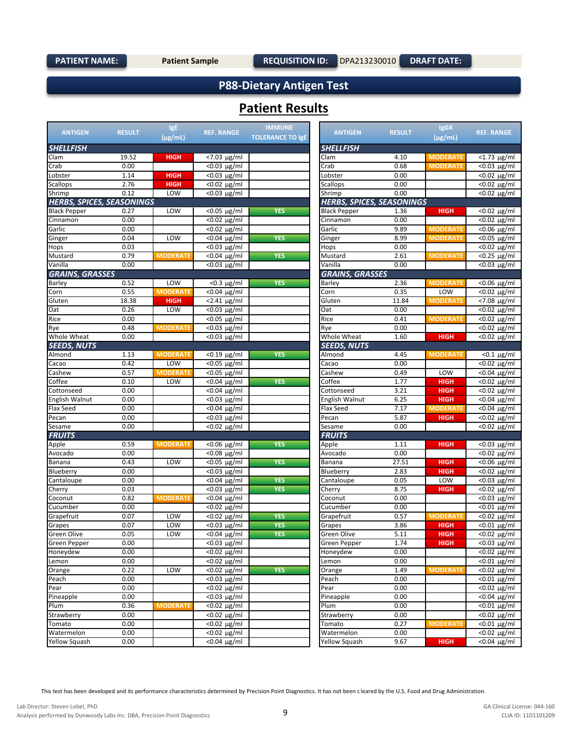**PATIENT NAME:** Patient Sample **REQUISITION ID:** DPA213230010 **DRAFT DATE:**

# P88-Dietary Antigen Test

## Patient Results

| ANTIGEN | RESULT | IgE (µg/mL) | REF. RANGE | IMMUNE TOLERANCE TO IgE |
|---|---|---|---|---|
| ***SHELLFISH*** | | | | |
| Clam | 19.52 | HIGH | <7.03 µg/ml | |
| Crab | 0.00 | | <0.03 µg/ml | |
| Lobster | 1.14 | HIGH | <0.03 µg/ml | |
| Scallops | 2.76 | HIGH | <0.02 µg/ml | |
| Shrimp | 0.12 | LOW | <0.03 µg/ml | |
| ***HERBS, SPICES, SEASONINGS*** | | | | |
| Black Pepper | 0.27 | LOW | <0.05 µg/ml | YES |
| Cinnamon | 0.00 | | <0.02 µg/ml | |
| Garlic | 0.00 | | <0.02 µg/ml | |
| Ginger | 0.04 | LOW | <0.04 µg/ml | YES |
| Hops | 0.03 | | <0.03 µg/ml | |
| Mustard | 0.79 | MODERATE | <0.04 µg/ml | YES |
| Vanilla | 0.00 | | <0.03 µg/ml | |
| ***GRAINS, GRASSES*** | | | | |
| Barley | 0.52 | LOW | <0.3 µg/ml | YES |
| Corn | 0.55 | MODERATE | <0.04 µg/ml | |
| Gluten | 18.38 | HIGH | <2.41 µg/ml | |
| Oat | 0.26 | LOW | <0.03 µg/ml | |
| Rice | 0.00 | | <0.05 µg/ml | |
| Rye | 0.48 | MODERATE | <0.03 µg/ml | |
| Whole Wheat | 0.00 | | <0.03 µg/ml | |
| ***SEEDS, NUTS*** | | | | |
| Almond | 1.13 | MODERATE | <0.19 µg/ml | YES |
| Cacao | 0.42 | LOW | <0.05 µg/ml | |
| Cashew | 0.57 | MODERATE | <0.05 µg/ml | |
| Coffee | 0.10 | LOW | <0.04 µg/ml | YES |
| Cottonseed | 0.00 | | <0.04 µg/ml | |
| English Walnut | 0.00 | | <0.03 µg/ml | |
| Flax Seed | 0.00 | | <0.04 µg/ml | |
| Pecan | 0.00 | | <0.03 µg/ml | |
| Sesame | 0.00 | | <0.02 µg/ml | |
| ***FRUITS*** | | | | |
| Apple | 0.59 | MODERATE | <0.06 µg/ml | YES |
| Avocado | 0.00 | | <0.08 µg/ml | |
| Banana | 0.43 | LOW | <0.05 µg/ml | YES |
| Blueberry | 0.00 | | <0.03 µg/ml | |
| Cantaloupe | 0.00 | | <0.04 µg/ml | YES |
| Cherry | 0.03 | | <0.03 µg/ml | YES |
| Coconut | 0.82 | MODERATE | <0.04 µg/ml | |
| Cucumber | 0.00 | | <0.02 µg/ml | |
| Grapefruit | 0.07 | LOW | <0.02 µg/ml | YES |
| Grapes | 0.07 | LOW | <0.03 µg/ml | YES |
| Green Olive | 0.05 | LOW | <0.04 µg/ml | YES |
| Green Pepper | 0.00 | | <0.03 µg/ml | |
| Honeydew | 0.00 | | <0.02 µg/ml | |
| Lemon | 0.00 | | <0.02 µg/ml | |
| Orange | 0.22 | LOW | <0.02 µg/ml | YES |
| Peach | 0.00 | | <0.03 µg/ml | |
| Pear | 0.00 | | <0.02 µg/ml | |
| Pineapple | 0.00 | | <0.03 µg/ml | |
| Plum | 0.36 | MODERATE | <0.02 µg/ml | |
| Strawberry | 0.00 | | <0.02 µg/ml | |
| Tomato | 0.00 | | <0.02 µg/ml | |
| Watermelon | 0.00 | | <0.02 µg/ml | |
| Yellow Squash | 0.00 | | <0.04 µg/ml | |

| ANTIGEN | RESULT | IgG4 (µg/mL) | REF. RANGE |
|---|---|---|---|
| ***SHELLFISH*** | | | |
| Clam | 4.10 | MODERATE | <1.73 µg/ml |
| Crab | 0.68 | MODERATE | <0.03 µg/ml |
| Lobster | 0.00 | | <0.02 µg/ml |
| Scallops | 0.00 | | <0.02 µg/ml |
| Shrimp | 0.00 | | <0.02 µg/ml |
| ***HERBS, SPICES, SEASONINGS*** | | | |
| Black Pepper | 1.36 | HIGH | <0.02 µg/ml |
| Cinnamon | 0.00 | | <0.02 µg/ml |
| Garlic | 9.89 | MODERATE | <0.06 µg/ml |
| Ginger | 8.99 | MODERATE | <0.05 µg/ml |
| Hops | 0.00 | | <0.02 µg/ml |
| Mustard | 2.61 | MODERATE | <0.25 µg/ml |
| Vanilla | 0.00 | | <0.03 µg/ml |
| ***GRAINS, GRASSES*** | | | |
| Barley | 2.36 | MODERATE | <0.06 µg/ml |
| Corn | 0.35 | LOW | <0.02 µg/ml |
| Gluten | 11.84 | MODERATE | <7.08 µg/ml |
| Oat | 0.00 | | <0.02 µg/ml |
| Rice | 0.41 | MODERATE | <0.02 µg/ml |
| Rye | 0.00 | | <0.02 µg/ml |
| Whole Wheat | 1.60 | HIGH | <0.02 µg/ml |
| ***SEEDS, NUTS*** | | | |
| Almond | 4.45 | MODERATE | <0.1 µg/ml |
| Cacao | 0.00 | | <0.02 µg/ml |
| Cashew | 0.49 | LOW | <0.04 µg/ml |
| Coffee | 1.77 | HIGH | <0.02 µg/ml |
| Cottonseed | 3.21 | HIGH | <0.02 µg/ml |
| English Walnut | 6.25 | HIGH | <0.04 µg/ml |
| Flax Seed | 7.17 | MODERATE | <0.04 µg/ml |
| Pecan | 5.87 | HIGH | <0.02 µg/ml |
| Sesame | 0.00 | | <0.02 µg/ml |
| ***FRUITS*** | | | |
| Apple | 1.11 | HIGH | <0.03 µg/ml |
| Avocado | 0.00 | | <0.02 µg/ml |
| Banana | 27.51 | HIGH | <0.06 µg/ml |
| Blueberry | 2.83 | HIGH | <0.02 µg/ml |
| Cantaloupe | 0.05 | LOW | <0.03 µg/ml |
| Cherry | 8.75 | HIGH | <0.02 µg/ml |
| Coconut | 0.00 | | <0.03 µg/ml |
| Cucumber | 0.00 | | <0.01 µg/ml |
| Grapefruit | 0.57 | MODERATE | <0.02 µg/ml |
| Grapes | 3.86 | HIGH | <0.01 µg/ml |
| Green Olive | 5.11 | HIGH | <0.02 µg/ml |
| Green Pepper | 1.74 | HIGH | <0.03 µg/ml |
| Honeydew | 0.00 | | <0.02 µg/ml |
| Lemon | 0.00 | | <0.01 µg/ml |
| Orange | 1.49 | MODERATE | <0.02 µg/ml |
| Peach | 0.00 | | <0.01 µg/ml |
| Pear | 0.00 | | <0.02 µg/ml |
| Pineapple | 0.00 | | <0.04 µg/ml |
| Plum | 0.00 | | <0.01 µg/ml |
| Strawberry | 0.00 | | <0.02 µg/ml |
| Tomato | 0.27 | MODERATE | <0.01 µg/ml |
| Watermelon | 0.00 | | <0.02 µg/ml |
| Yellow Squash | 9.67 | HIGH | <0.04 µg/ml |

This test has been developed and its performance characteristics determined by Precision Point Diagnostics. It has not been cleared by the U.S. Food and Drug Administration.

Lab Director: Steven Lobel, PhD
Analysis performed by Dunwoody Labs Inc. DBA, Precision Point Diagnostics

GA Clinical License: 044-160
CLIA ID: 11D1101209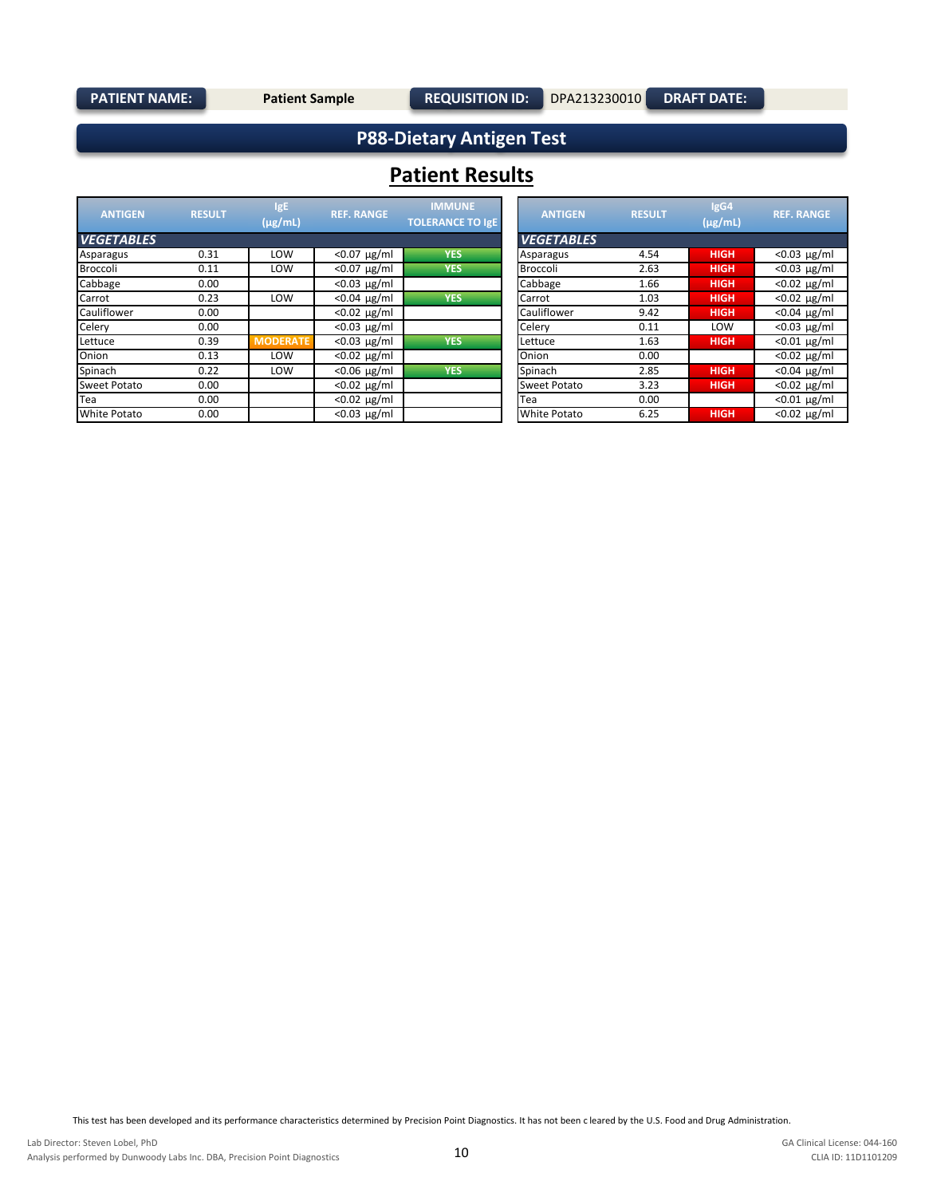PATIENT NAME: Patient Sample | REQUISITION ID: DPA213230010 | DRAFT DATE:

## P88-Dietary Antigen Test

## Patient Results

| ANTIGEN | RESULT | IgE (µg/mL) | REF. RANGE | IMMUNE TOLERANCE TO IgE |
|---|---|---|---|---|
| ***VEGETABLES*** | | | | |
| Asparagus | 0.31 | LOW | <0.07 µg/ml | YES |
| Broccoli | 0.11 | LOW | <0.07 µg/ml | YES |
| Cabbage | 0.00 | | <0.03 µg/ml | |
| Carrot | 0.23 | LOW | <0.04 µg/ml | YES |
| Cauliflower | 0.00 | | <0.02 µg/ml | |
| Celery | 0.00 | | <0.03 µg/ml | |
| Lettuce | 0.39 | MODERATE | <0.03 µg/ml | YES |
| Onion | 0.13 | LOW | <0.02 µg/ml | |
| Spinach | 0.22 | LOW | <0.06 µg/ml | YES |
| Sweet Potato | 0.00 | | <0.02 µg/ml | |
| Tea | 0.00 | | <0.02 µg/ml | |
| White Potato | 0.00 | | <0.03 µg/ml | |

| ANTIGEN | RESULT | IgG4 (µg/mL) | REF. RANGE |
|---|---|---|---|
| ***VEGETABLES*** | | | |
| Asparagus | 4.54 | HIGH | <0.03 µg/ml |
| Broccoli | 2.63 | HIGH | <0.03 µg/ml |
| Cabbage | 1.66 | HIGH | <0.02 µg/ml |
| Carrot | 1.03 | HIGH | <0.02 µg/ml |
| Cauliflower | 9.42 | HIGH | <0.04 µg/ml |
| Celery | 0.11 | LOW | <0.03 µg/ml |
| Lettuce | 1.63 | HIGH | <0.01 µg/ml |
| Onion | 0.00 | | <0.02 µg/ml |
| Spinach | 2.85 | HIGH | <0.04 µg/ml |
| Sweet Potato | 3.23 | HIGH | <0.02 µg/ml |
| Tea | 0.00 | | <0.01 µg/ml |
| White Potato | 6.25 | HIGH | <0.02 µg/ml |

This test has been developed and its performance characteristics determined by Precision Point Diagnostics. It has not been c leared by the U.S. Food and Drug Administration.

Lab Director: Steven Lobel, PhD
Analysis performed by Dunwoody Labs Inc. DBA, Precision Point Diagnostics

GA Clinical License: 044-160
CLIA ID: 11D1101209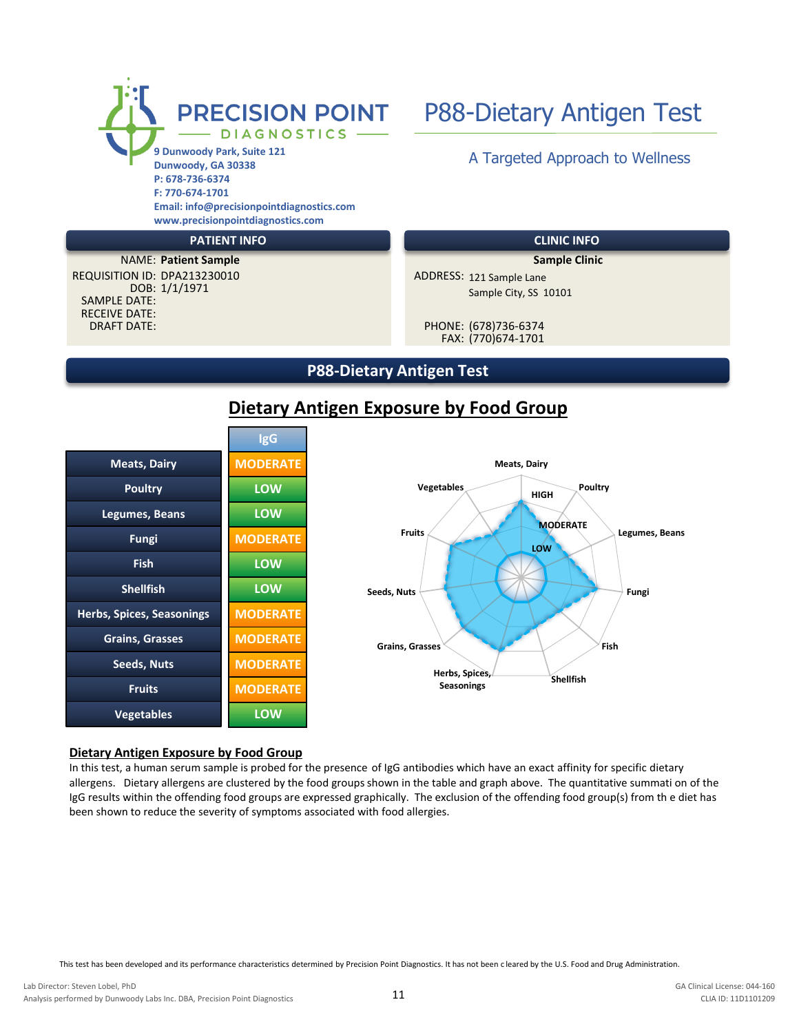# PRECISION POINT DIAGNOSTICS

9 Dunwoody Park, Suite 121
Dunwoody, GA 30338
P: 678-736-6374
F: 770-674-1701
Email: info@precisionpointdiagnostics.com
www.precisionpointdiagnostics.com

# P88-Dietary Antigen Test

A Targeted Approach to Wellness

| PATIENT INFO | | CLINIC INFO | |
|---|---|---|---|
| NAME: | **Patient Sample** | | **Sample Clinic** |
| REQUISITION ID: | DPA213230010 | ADDRESS: | 121 Sample Lane, Sample City, SS 10101 |
| DOB: | 1/1/1971 | | |
| SAMPLE DATE: | | PHONE: | (678)736-6374 |
| RECEIVE DATE: | | FAX: | (770)674-1701 |
| DRAFT DATE: | | | |

## P88-Dietary Antigen Test

### Dietary Antigen Exposure by Food Group

| Food Group | IgG |
|---|---|
| Meats, Dairy | MODERATE |
| Poultry | LOW |
| Legumes, Beans | LOW |
| Fungi | MODERATE |
| Fish | LOW |
| Shellfish | LOW |
| Herbs, Spices, Seasonings | MODERATE |
| Grains, Grasses | MODERATE |
| Seeds, Nuts | MODERATE |
| Fruits | MODERATE |
| Vegetables | LOW |

**Dietary Antigen Exposure by Food Group**

In this test, a human serum sample is probed for the presence of IgG antibodies which have an exact affinity for specific dietary allergens. Dietary allergens are clustered by the food groups shown in the table and graph above. The quantitative summati on of the IgG results within the offending food groups are expressed graphically. The exclusion of the offending food group(s) from th e diet has been shown to reduce the severity of symptoms associated with food allergies.

This test has been developed and its performance characteristics determined by Precision Point Diagnostics. It has not been cleared by the U.S. Food and Drug Administration.

Lab Director: Steven Lobel, PhD
Analysis performed by Dunwoody Labs Inc. DBA, Precision Point Diagnostics

GA Clinical License: 044-160
CLIA ID: 11D1101209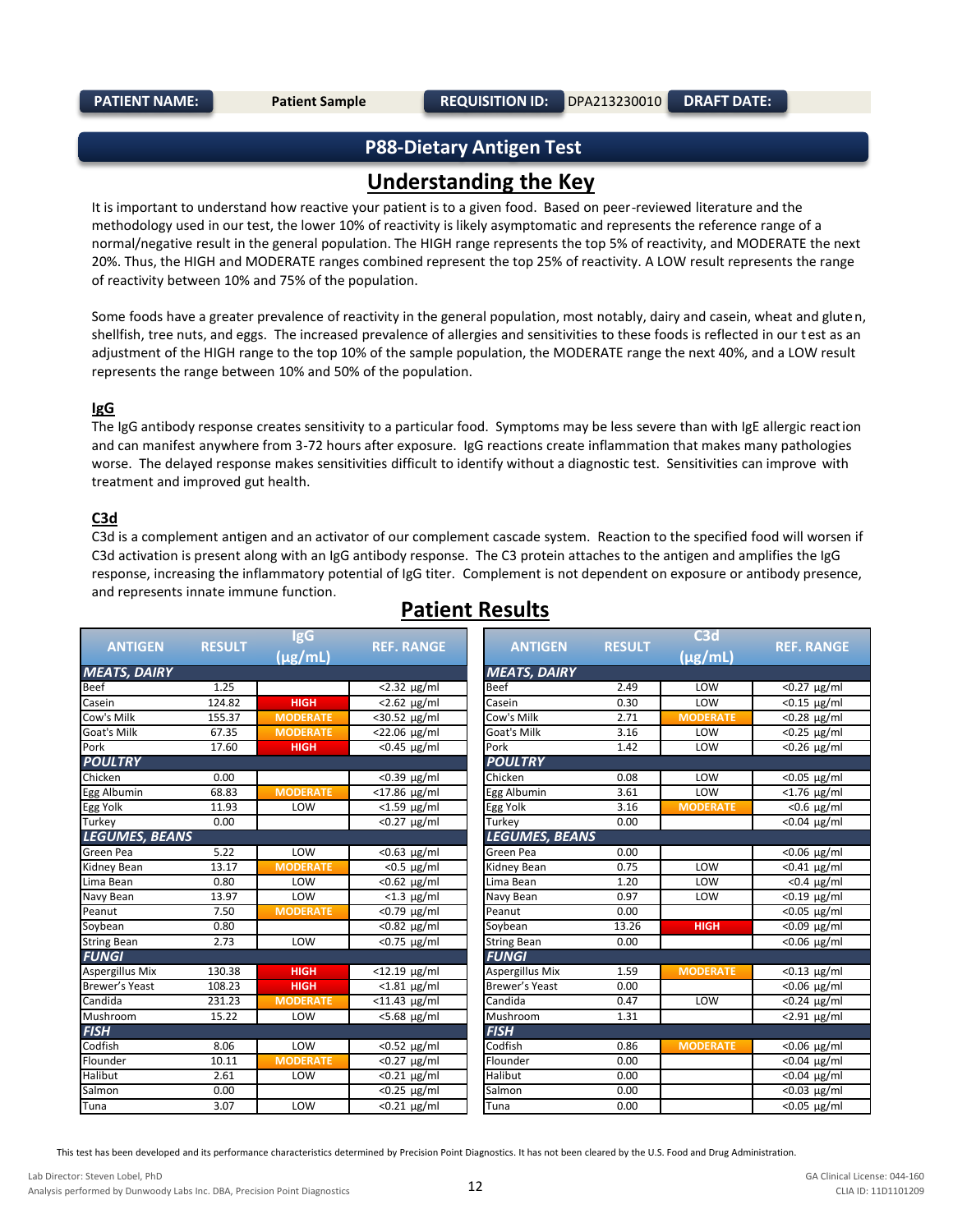| PATIENT NAME: | Patient Sample | REQUISITION ID: | DPA213230010 | DRAFT DATE: | |
|---|---|---|---|---|---|

## P88-Dietary Antigen Test

## Understanding the Key

It is important to understand how reactive your patient is to a given food. Based on peer-reviewed literature and the methodology used in our test, the lower 10% of reactivity is likely asymptomatic and represents the reference range of a normal/negative result in the general population. The HIGH range represents the top 5% of reactivity, and MODERATE the next 20%. Thus, the HIGH and MODERATE ranges combined represent the top 25% of reactivity. A LOW result represents the range of reactivity between 10% and 75% of the population.

Some foods have a greater prevalence of reactivity in the general population, most notably, dairy and casein, wheat and gluten, shellfish, tree nuts, and eggs. The increased prevalence of allergies and sensitivities to these foods is reflected in our test as an adjustment of the HIGH range to the top 10% of the sample population, the MODERATE range the next 40%, and a LOW result represents the range between 10% and 50% of the population.

### IgG

The IgG antibody response creates sensitivity to a particular food. Symptoms may be less severe than with IgE allergic reaction and can manifest anywhere from 3-72 hours after exposure. IgG reactions create inflammation that makes many pathologies worse. The delayed response makes sensitivities difficult to identify without a diagnostic test. Sensitivities can improve with treatment and improved gut health.

### C3d

C3d is a complement antigen and an activator of our complement cascade system. Reaction to the specified food will worsen if C3d activation is present along with an IgG antibody response. The C3 protein attaches to the antigen and amplifies the IgG response, increasing the inflammatory potential of IgG titer. Complement is not dependent on exposure or antibody presence, and represents innate immune function.

## Patient Results

| ANTIGEN | RESULT | IgG (μg/mL) | REF. RANGE |
|---|---|---|---|
| ***MEATS, DAIRY*** | | | |
| Beef | 1.25 | | <2.32 μg/ml |
| Casein | 124.82 | HIGH | <2.62 μg/ml |
| Cow's Milk | 155.37 | MODERATE | <30.52 μg/ml |
| Goat's Milk | 67.35 | MODERATE | <22.06 μg/ml |
| Pork | 17.60 | HIGH | <0.45 μg/ml |
| ***POULTRY*** | | | |
| Chicken | 0.00 | | <0.39 μg/ml |
| Egg Albumin | 68.83 | MODERATE | <17.86 μg/ml |
| Egg Yolk | 11.93 | LOW | <1.59 μg/ml |
| Turkey | 0.00 | | <0.27 μg/ml |
| ***LEGUMES, BEANS*** | | | |
| Green Pea | 5.22 | LOW | <0.63 μg/ml |
| Kidney Bean | 13.17 | MODERATE | <0.5 μg/ml |
| Lima Bean | 0.80 | LOW | <0.62 μg/ml |
| Navy Bean | 13.97 | LOW | <1.3 μg/ml |
| Peanut | 7.50 | MODERATE | <0.79 μg/ml |
| Soybean | 0.80 | | <0.82 μg/ml |
| String Bean | 2.73 | LOW | <0.75 μg/ml |
| ***FUNGI*** | | | |
| Aspergillus Mix | 130.38 | HIGH | <12.19 μg/ml |
| Brewer's Yeast | 108.23 | HIGH | <1.81 μg/ml |
| Candida | 231.23 | MODERATE | <11.43 μg/ml |
| Mushroom | 15.22 | LOW | <5.68 μg/ml |
| ***FISH*** | | | |
| Codfish | 8.06 | LOW | <0.52 μg/ml |
| Flounder | 10.11 | MODERATE | <0.27 μg/ml |
| Halibut | 2.61 | LOW | <0.21 μg/ml |
| Salmon | 0.00 | | <0.25 μg/ml |
| Tuna | 3.07 | LOW | <0.21 μg/ml |

| ANTIGEN | RESULT | C3d (μg/mL) | REF. RANGE |
|---|---|---|---|
| ***MEATS, DAIRY*** | | | |
| Beef | 2.49 | LOW | <0.27 μg/ml |
| Casein | 0.30 | LOW | <0.15 μg/ml |
| Cow's Milk | 2.71 | MODERATE | <0.28 μg/ml |
| Goat's Milk | 3.16 | LOW | <0.25 μg/ml |
| Pork | 1.42 | LOW | <0.26 μg/ml |
| ***POULTRY*** | | | |
| Chicken | 0.08 | LOW | <0.05 μg/ml |
| Egg Albumin | 3.61 | LOW | <1.76 μg/ml |
| Egg Yolk | 3.16 | MODERATE | <0.6 μg/ml |
| Turkey | 0.00 | | <0.04 μg/ml |
| ***LEGUMES, BEANS*** | | | |
| Green Pea | 0.00 | | <0.06 μg/ml |
| Kidney Bean | 0.75 | LOW | <0.41 μg/ml |
| Lima Bean | 1.20 | LOW | <0.4 μg/ml |
| Navy Bean | 0.97 | LOW | <0.19 μg/ml |
| Peanut | 0.00 | | <0.05 μg/ml |
| Soybean | 13.26 | HIGH | <0.09 μg/ml |
| String Bean | 0.00 | | <0.06 μg/ml |
| ***FUNGI*** | | | |
| Aspergillus Mix | 1.59 | MODERATE | <0.13 μg/ml |
| Brewer's Yeast | 0.00 | | <0.06 μg/ml |
| Candida | 0.47 | LOW | <0.24 μg/ml |
| Mushroom | 1.31 | | <2.91 μg/ml |
| ***FISH*** | | | |
| Codfish | 0.86 | MODERATE | <0.06 μg/ml |
| Flounder | 0.00 | | <0.04 μg/ml |
| Halibut | 0.00 | | <0.04 μg/ml |
| Salmon | 0.00 | | <0.03 μg/ml |
| Tuna | 0.00 | | <0.05 μg/ml |

This test has been developed and its performance characteristics determined by Precision Point Diagnostics. It has not been cleared by the U.S. Food and Drug Administration.

Lab Director: Steven Lobel, PhD
Analysis performed by Dunwoody Labs Inc. DBA, Precision Point Diagnostics

GA Clinical License: 044-160
CLIA ID: 11D1101209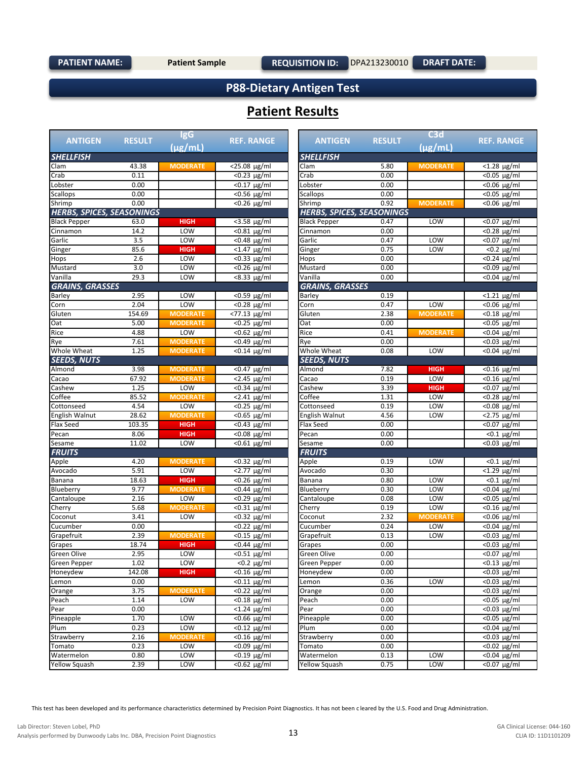| PATIENT NAME: | Patient Sample | REQUISITION ID: | DPA213230010 | DRAFT DATE: | |
|---|---|---|---|---|---|

## P88-Dietary Antigen Test

## Patient Results

| ANTIGEN | RESULT | IgG (µg/mL) | REF. RANGE |
|---|---|---|---|
| ***SHELLFISH*** | | | |
| Clam | 43.38 | MODERATE | <25.08 µg/ml |
| Crab | 0.11 | | <0.23 µg/ml |
| Lobster | 0.00 | | <0.17 µg/ml |
| Scallops | 0.00 | | <0.56 µg/ml |
| Shrimp | 0.00 | | <0.26 µg/ml |
| ***HERBS, SPICES, SEASONINGS*** | | | |
| Black Pepper | 63.0 | HIGH | <3.58 µg/ml |
| Cinnamon | 14.2 | LOW | <0.81 µg/ml |
| Garlic | 3.5 | LOW | <0.48 µg/ml |
| Ginger | 85.6 | HIGH | <1.47 µg/ml |
| Hops | 2.6 | LOW | <0.33 µg/ml |
| Mustard | 3.0 | LOW | <0.26 µg/ml |
| Vanilla | 29.3 | LOW | <8.33 µg/ml |
| ***GRAINS, GRASSES*** | | | |
| Barley | 2.95 | LOW | <0.59 µg/ml |
| Corn | 2.04 | LOW | <0.28 µg/ml |
| Gluten | 154.69 | MODERATE | <77.13 µg/ml |
| Oat | 5.00 | MODERATE | <0.25 µg/ml |
| Rice | 4.88 | LOW | <0.62 µg/ml |
| Rye | 7.61 | MODERATE | <0.49 µg/ml |
| Whole Wheat | 1.25 | MODERATE | <0.14 µg/ml |
| ***SEEDS, NUTS*** | | | |
| Almond | 3.98 | MODERATE | <0.47 µg/ml |
| Cacao | 67.92 | MODERATE | <2.45 µg/ml |
| Cashew | 1.25 | LOW | <0.34 µg/ml |
| Coffee | 85.52 | MODERATE | <2.41 µg/ml |
| Cottonseed | 4.54 | LOW | <0.25 µg/ml |
| English Walnut | 28.62 | MODERATE | <0.65 µg/ml |
| Flax Seed | 103.35 | HIGH | <0.43 µg/ml |
| Pecan | 8.06 | HIGH | <0.08 µg/ml |
| Sesame | 11.02 | LOW | <0.61 µg/ml |
| ***FRUITS*** | | | |
| Apple | 4.20 | MODERATE | <0.32 µg/ml |
| Avocado | 5.91 | LOW | <2.77 µg/ml |
| Banana | 18.63 | HIGH | <0.26 µg/ml |
| Blueberry | 9.77 | MODERATE | <0.44 µg/ml |
| Cantaloupe | 2.16 | LOW | <0.29 µg/ml |
| Cherry | 5.68 | MODERATE | <0.31 µg/ml |
| Coconut | 3.41 | LOW | <0.32 µg/ml |
| Cucumber | 0.00 | | <0.22 µg/ml |
| Grapefruit | 2.39 | MODERATE | <0.15 µg/ml |
| Grapes | 18.74 | HIGH | <0.44 µg/ml |
| Green Olive | 2.95 | LOW | <0.51 µg/ml |
| Green Pepper | 1.02 | LOW | <0.2 µg/ml |
| Honeydew | 142.08 | HIGH | <0.16 µg/ml |
| Lemon | 0.00 | | <0.11 µg/ml |
| Orange | 3.75 | MODERATE | <0.22 µg/ml |
| Peach | 1.14 | LOW | <0.18 µg/ml |
| Pear | 0.00 | | <1.24 µg/ml |
| Pineapple | 1.70 | LOW | <0.66 µg/ml |
| Plum | 0.23 | LOW | <0.12 µg/ml |
| Strawberry | 2.16 | MODERATE | <0.16 µg/ml |
| Tomato | 0.23 | LOW | <0.09 µg/ml |
| Watermelon | 0.80 | LOW | <0.19 µg/ml |
| Yellow Squash | 2.39 | LOW | <0.62 µg/ml |

| ANTIGEN | RESULT | C3d (µg/mL) | REF. RANGE |
|---|---|---|---|
| ***SHELLFISH*** | | | |
| Clam | 5.80 | MODERATE | <1.28 µg/ml |
| Crab | 0.00 | | <0.05 µg/ml |
| Lobster | 0.00 | | <0.06 µg/ml |
| Scallops | 0.00 | | <0.05 µg/ml |
| Shrimp | 0.92 | MODERATE | <0.06 µg/ml |
| ***HERBS, SPICES, SEASONINGS*** | | | |
| Black Pepper | 0.47 | LOW | <0.07 µg/ml |
| Cinnamon | 0.00 | | <0.28 µg/ml |
| Garlic | 0.47 | LOW | <0.07 µg/ml |
| Ginger | 0.75 | LOW | <0.2 µg/ml |
| Hops | 0.00 | | <0.24 µg/ml |
| Mustard | 0.00 | | <0.09 µg/ml |
| Vanilla | 0.00 | | <0.04 µg/ml |
| ***GRAINS, GRASSES*** | | | |
| Barley | 0.19 | | <1.21 µg/ml |
| Corn | 0.47 | LOW | <0.06 µg/ml |
| Gluten | 2.38 | MODERATE | <0.18 µg/ml |
| Oat | 0.00 | | <0.05 µg/ml |
| Rice | 0.41 | MODERATE | <0.04 µg/ml |
| Rye | 0.00 | | <0.03 µg/ml |
| Whole Wheat | 0.08 | LOW | <0.04 µg/ml |
| ***SEEDS, NUTS*** | | | |
| Almond | 7.82 | HIGH | <0.16 µg/ml |
| Cacao | 0.19 | LOW | <0.16 µg/ml |
| Cashew | 3.39 | HIGH | <0.07 µg/ml |
| Coffee | 1.31 | LOW | <0.28 µg/ml |
| Cottonseed | 0.19 | LOW | <0.08 µg/ml |
| English Walnut | 4.56 | LOW | <2.75 µg/ml |
| Flax Seed | 0.00 | | <0.07 µg/ml |
| Pecan | 0.00 | | <0.1 µg/ml |
| Sesame | 0.00 | | <0.03 µg/ml |
| ***FRUITS*** | | | |
| Apple | 0.19 | LOW | <0.1 µg/ml |
| Avocado | 0.30 | | <1.29 µg/ml |
| Banana | 0.80 | LOW | <0.1 µg/ml |
| Blueberry | 0.30 | LOW | <0.04 µg/ml |
| Cantaloupe | 0.08 | LOW | <0.05 µg/ml |
| Cherry | 0.19 | LOW | <0.16 µg/ml |
| Coconut | 2.32 | MODERATE | <0.06 µg/ml |
| Cucumber | 0.24 | LOW | <0.04 µg/ml |
| Grapefruit | 0.13 | LOW | <0.03 µg/ml |
| Grapes | 0.00 | | <0.03 µg/ml |
| Green Olive | 0.00 | | <0.07 µg/ml |
| Green Pepper | 0.00 | | <0.13 µg/ml |
| Honeydew | 0.00 | | <0.03 µg/ml |
| Lemon | 0.36 | LOW | <0.03 µg/ml |
| Orange | 0.00 | | <0.03 µg/ml |
| Peach | 0.00 | | <0.05 µg/ml |
| Pear | 0.00 | | <0.03 µg/ml |
| Pineapple | 0.00 | | <0.05 µg/ml |
| Plum | 0.00 | | <0.04 µg/ml |
| Strawberry | 0.00 | | <0.03 µg/ml |
| Tomato | 0.00 | | <0.02 µg/ml |
| Watermelon | 0.13 | LOW | <0.04 µg/ml |
| Yellow Squash | 0.75 | LOW | <0.07 µg/ml |

This test has been developed and its performance characteristics determined by Precision Point Diagnostics. It has not been cleared by the U.S. Food and Drug Administration.

Lab Director: Steven Lobel, PhD
Analysis performed by Dunwoody Labs Inc. DBA, Precision Point Diagnostics

GA Clinical License: 044-160
CLIA ID: 11D1101209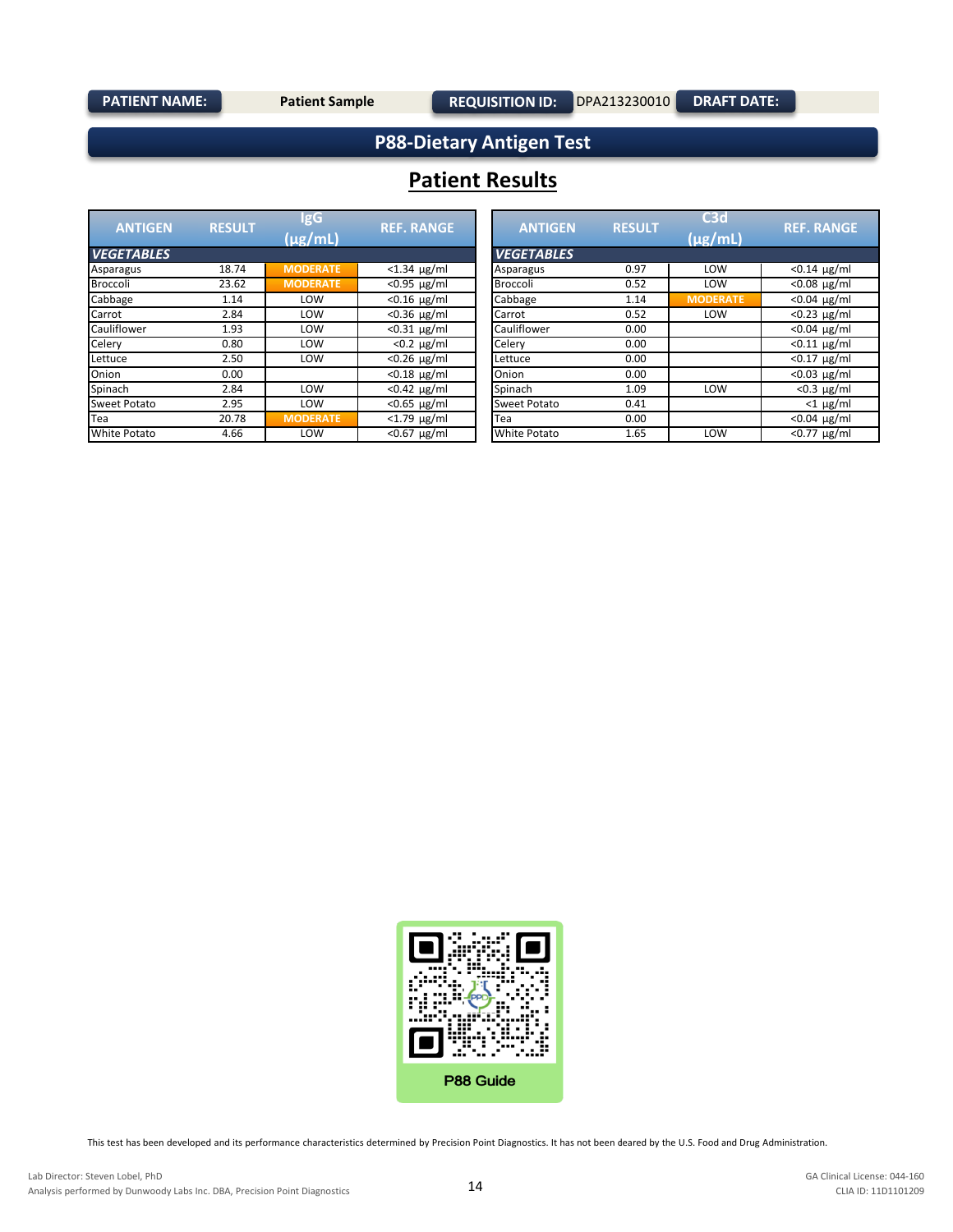| PATIENT NAME: | Patient Sample | REQUISITION ID: | DPA213230010 | DRAFT DATE: | |
|---|---|---|---|---|---|

# P88-Dietary Antigen Test

## Patient Results

| ANTIGEN | RESULT | IgG (μg/mL) | REF. RANGE |
|---|---|---|---|
| ***VEGETABLES*** | | | |
| Asparagus | 18.74 | MODERATE | <1.34 μg/ml |
| Broccoli | 23.62 | MODERATE | <0.95 μg/ml |
| Cabbage | 1.14 | LOW | <0.16 μg/ml |
| Carrot | 2.84 | LOW | <0.36 μg/ml |
| Cauliflower | 1.93 | LOW | <0.31 μg/ml |
| Celery | 0.80 | LOW | <0.2 μg/ml |
| Lettuce | 2.50 | LOW | <0.26 μg/ml |
| Onion | 0.00 | | <0.18 μg/ml |
| Spinach | 2.84 | LOW | <0.42 μg/ml |
| Sweet Potato | 2.95 | LOW | <0.65 μg/ml |
| Tea | 20.78 | MODERATE | <1.79 μg/ml |
| White Potato | 4.66 | LOW | <0.67 μg/ml |

| ANTIGEN | RESULT | C3d (μg/mL) | REF. RANGE |
|---|---|---|---|
| ***VEGETABLES*** | | | |
| Asparagus | 0.97 | LOW | <0.14 μg/ml |
| Broccoli | 0.52 | LOW | <0.08 μg/ml |
| Cabbage | 1.14 | MODERATE | <0.04 μg/ml |
| Carrot | 0.52 | LOW | <0.23 μg/ml |
| Cauliflower | 0.00 | | <0.04 μg/ml |
| Celery | 0.00 | | <0.11 μg/ml |
| Lettuce | 0.00 | | <0.17 μg/ml |
| Onion | 0.00 | | <0.03 μg/ml |
| Spinach | 1.09 | LOW | <0.3 μg/ml |
| Sweet Potato | 0.41 | | <1 μg/ml |
| Tea | 0.00 | | <0.04 μg/ml |
| White Potato | 1.65 | LOW | <0.77 μg/ml |

P88 Guide

This test has been developed and its performance characteristics determined by Precision Point Diagnostics. It has not been deared by the U.S. Food and Drug Administration.

Lab Director: Steven Lobel, PhD
Analysis performed by Dunwoody Labs Inc. DBA, Precision Point Diagnostics

GA Clinical License: 044-160
CLIA ID: 11D1101209